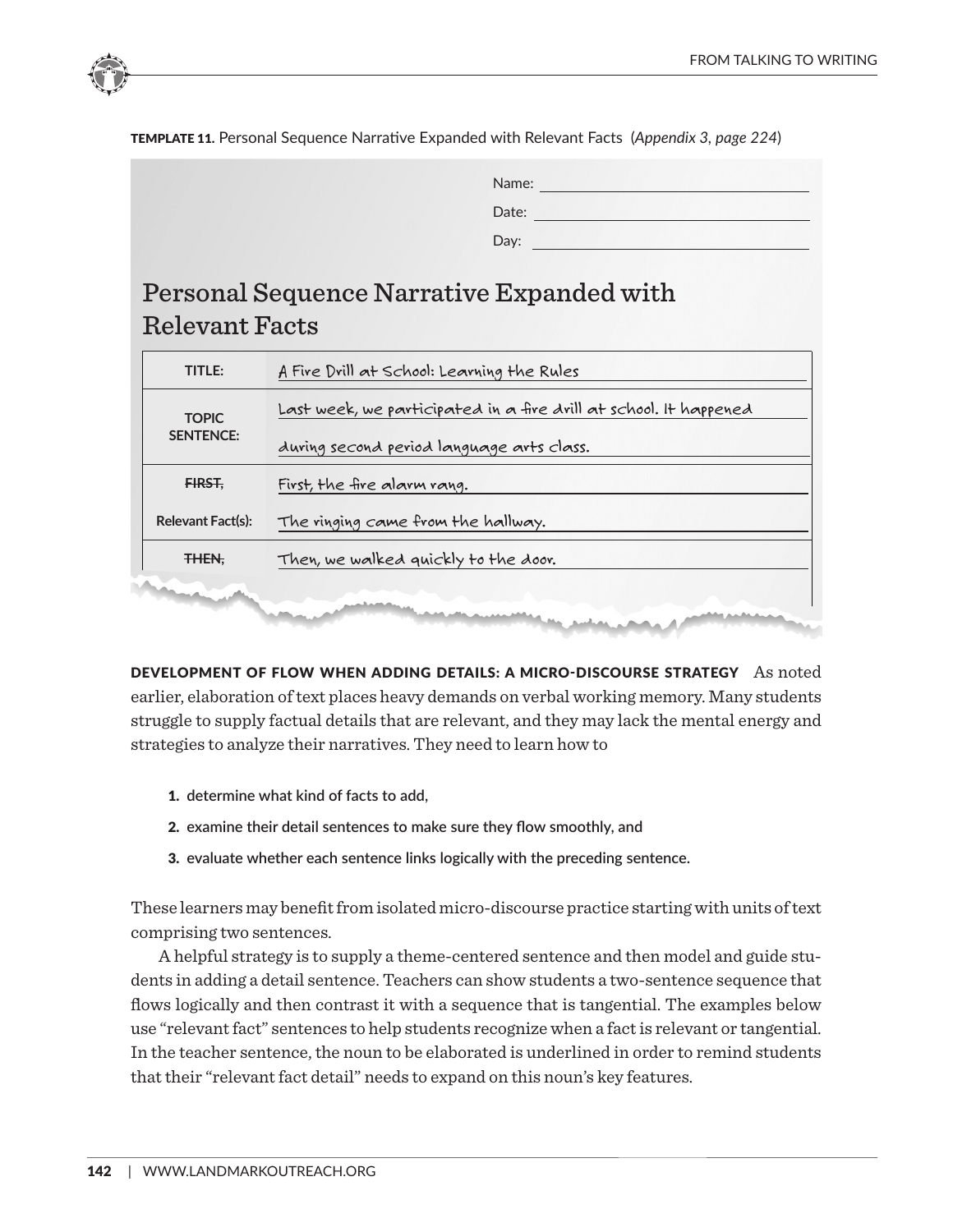**TEMPLATE 11.** Personal Sequence Narrative Expanded with Relevant Facts (*Appendix 3, page 224*)

Name: ______________________

Date: ______________________

Day: ______________________

## Personal Sequence Narrative Expanded with Relevant Facts

| | |
|---|---|
| **TITLE:** | A Fire Drill at School: Learning the Rules |
| **TOPIC SENTENCE:** | Last week, we participated in a fire drill at school. It happened during second period language arts class. |
| ~~**FIRST,**~~ | First, the fire alarm rang. |
| **Relevant Fact(s):** | The ringing came from the hallway. |
| ~~**THEN,**~~ | Then, we walked quickly to the door. |

**DEVELOPMENT OF FLOW WHEN ADDING DETAILS: A MICRO-DISCOURSE STRATEGY** As noted earlier, elaboration of text places heavy demands on verbal working memory. Many students struggle to supply factual details that are relevant, and they may lack the mental energy and strategies to analyze their narratives. They need to learn how to

1. determine what kind of facts to add,
2. examine their detail sentences to make sure they flow smoothly, and
3. evaluate whether each sentence links logically with the preceding sentence.

These learners may benefit from isolated micro-discourse practice starting with units of text comprising two sentences.

A helpful strategy is to supply a theme-centered sentence and then model and guide students in adding a detail sentence. Teachers can show students a two-sentence sequence that flows logically and then contrast it with a sequence that is tangential. The examples below use "relevant fact" sentences to help students recognize when a fact is relevant or tangential. In the teacher sentence, the noun to be elaborated is underlined in order to remind students that their "relevant fact detail" needs to expand on this noun's key features.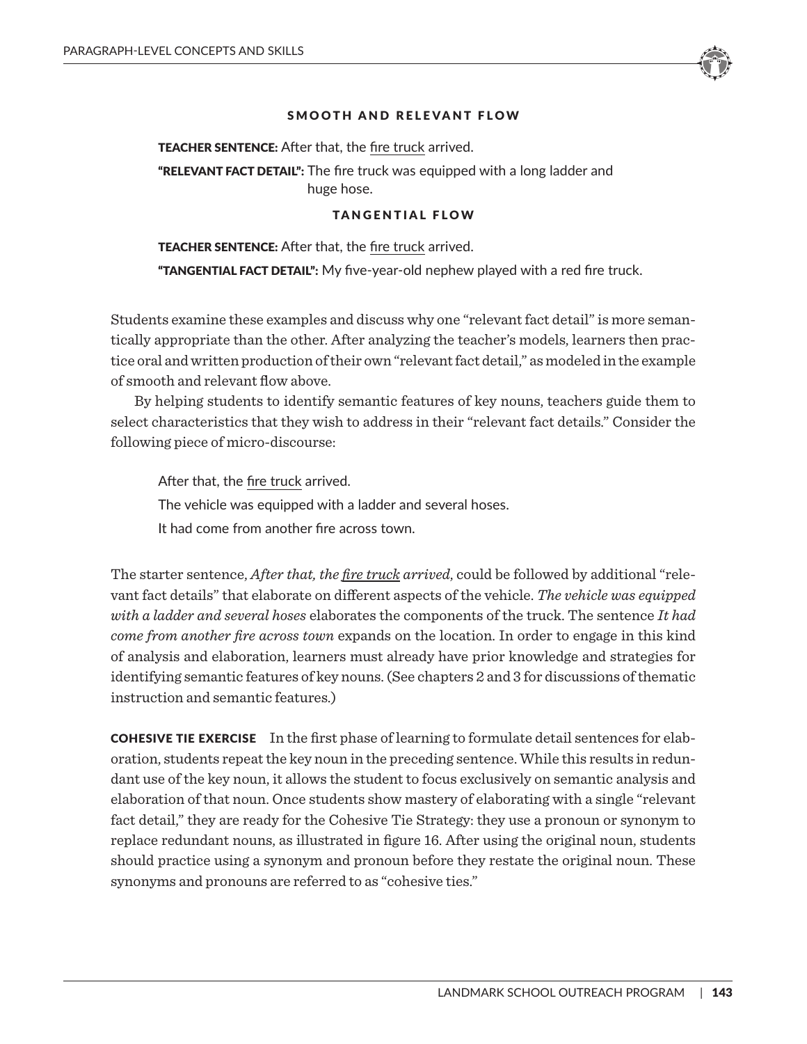#### SMOOTH AND RELEVANT FLOW

> **TEACHER SENTENCE:** After that, the fire truck arrived.
>
> **"RELEVANT FACT DETAIL":** The fire truck was equipped with a long ladder and huge hose.

#### TANGENTIAL FLOW

> **TEACHER SENTENCE:** After that, the fire truck arrived.
>
> **"TANGENTIAL FACT DETAIL":** My five-year-old nephew played with a red fire truck.

Students examine these examples and discuss why one "relevant fact detail" is more semantically appropriate than the other. After analyzing the teacher's models, learners then practice oral and written production of their own "relevant fact detail," as modeled in the example of smooth and relevant flow above.

By helping students to identify semantic features of key nouns, teachers guide them to select characteristics that they wish to address in their "relevant fact details." Consider the following piece of micro-discourse:

> After that, the fire truck arrived.
>
> The vehicle was equipped with a ladder and several hoses.
>
> It had come from another fire across town.

The starter sentence, *After that, the fire truck arrived*, could be followed by additional "relevant fact details" that elaborate on different aspects of the vehicle. *The vehicle was equipped with a ladder and several hoses* elaborates the components of the truck. The sentence *It had come from another fire across town* expands on the location. In order to engage in this kind of analysis and elaboration, learners must already have prior knowledge and strategies for identifying semantic features of key nouns. (See chapters 2 and 3 for discussions of thematic instruction and semantic features.)

**COHESIVE TIE EXERCISE** In the first phase of learning to formulate detail sentences for elaboration, students repeat the key noun in the preceding sentence. While this results in redundant use of the key noun, it allows the student to focus exclusively on semantic analysis and elaboration of that noun. Once students show mastery of elaborating with a single "relevant fact detail," they are ready for the Cohesive Tie Strategy: they use a pronoun or synonym to replace redundant nouns, as illustrated in figure 16. After using the original noun, students should practice using a synonym and pronoun before they restate the original noun. These synonyms and pronouns are referred to as "cohesive ties."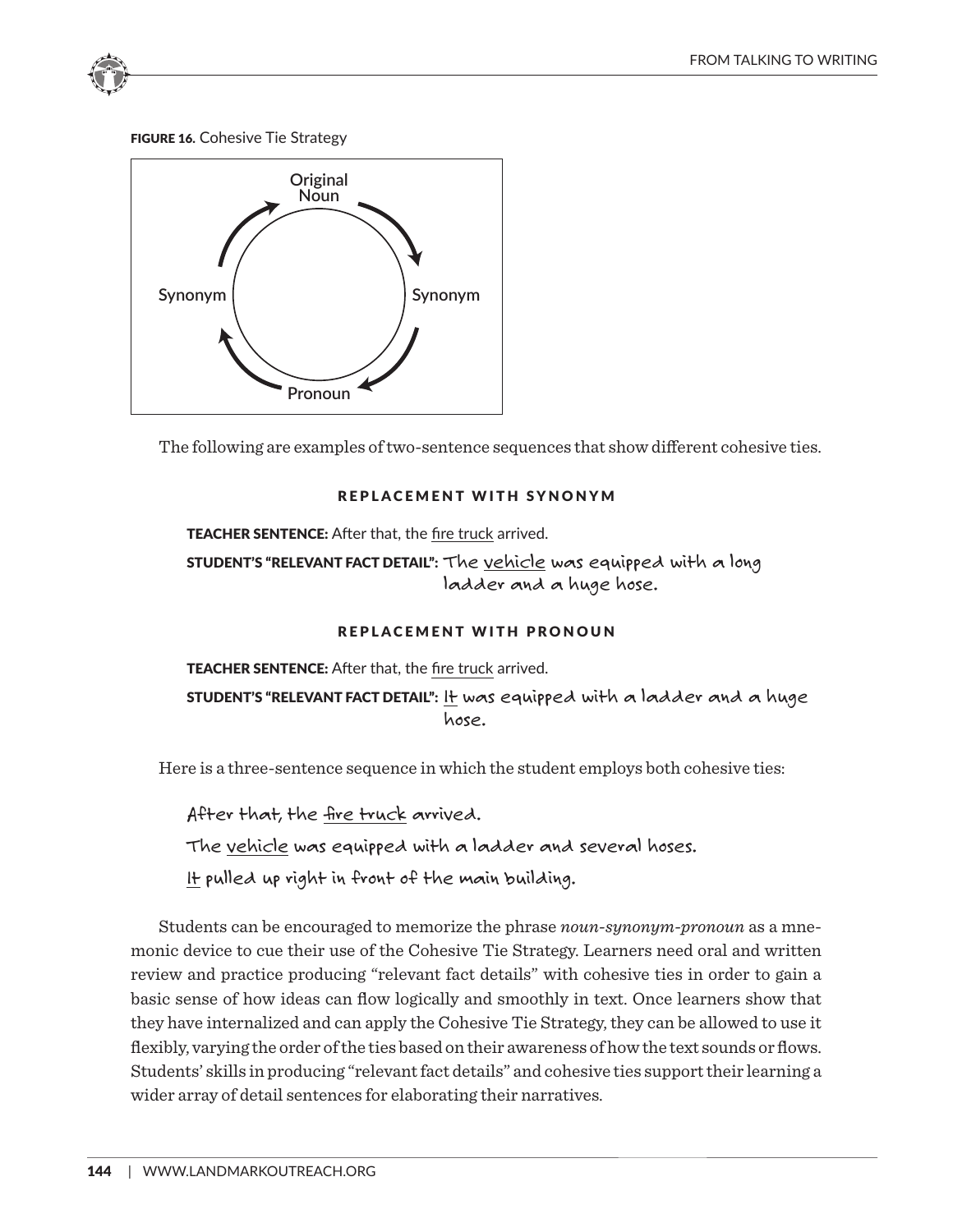**FIGURE 16.** Cohesive Tie Strategy

Original Noun

Synonym

Pronoun

Synonym

The following are examples of two-sentence sequences that show different cohesive ties.

### REPLACEMENT WITH SYNONYM

**TEACHER SENTENCE:** After that, the fire truck arrived.

**STUDENT'S "RELEVANT FACT DETAIL":** The vehicle was equipped with a long ladder and a huge hose.

### REPLACEMENT WITH PRONOUN

**TEACHER SENTENCE:** After that, the fire truck arrived.

**STUDENT'S "RELEVANT FACT DETAIL":** It was equipped with a ladder and a huge hose.

Here is a three-sentence sequence in which the student employs both cohesive ties:

After that, the fire truck arrived.

The vehicle was equipped with a ladder and several hoses.

It pulled up right in front of the main building.

Students can be encouraged to memorize the phrase *noun-synonym-pronoun* as a mnemonic device to cue their use of the Cohesive Tie Strategy. Learners need oral and written review and practice producing "relevant fact details" with cohesive ties in order to gain a basic sense of how ideas can flow logically and smoothly in text. Once learners show that they have internalized and can apply the Cohesive Tie Strategy, they can be allowed to use it flexibly, varying the order of the ties based on their awareness of how the text sounds or flows. Students' skills in producing "relevant fact details" and cohesive ties support their learning a wider array of detail sentences for elaborating their narratives.